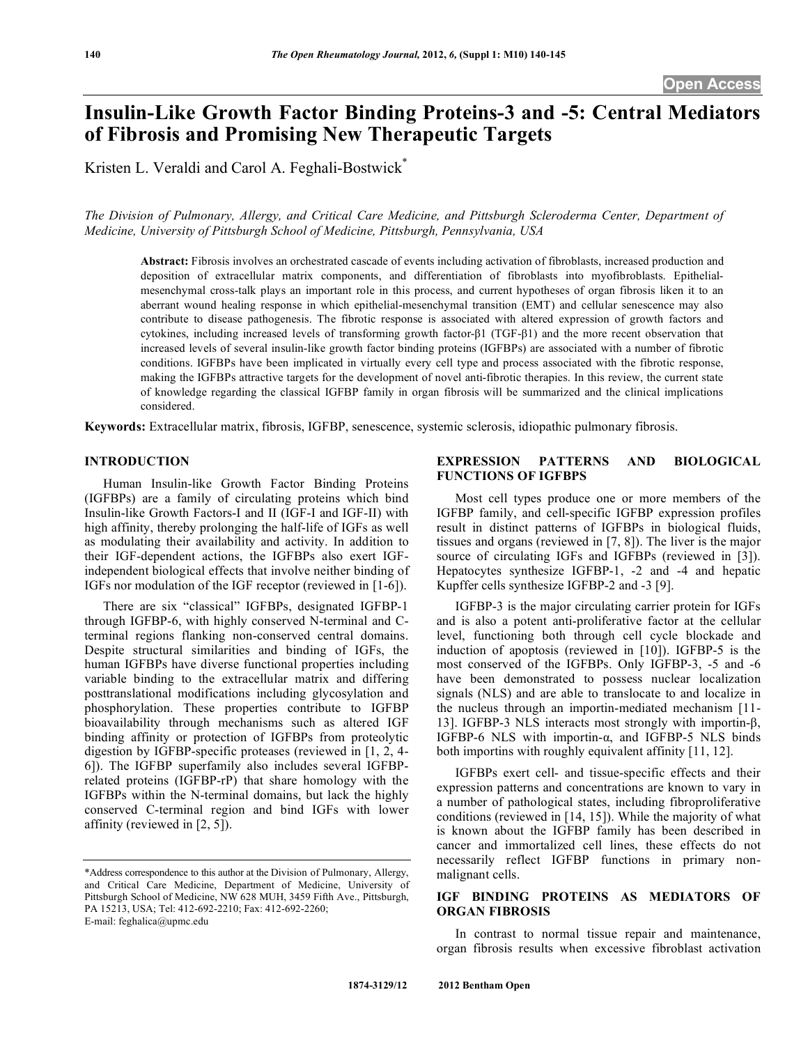# Insulin-Like Growth Factor Binding Proteins-3 and -5: Central Mediators of Fibrosis and Promising New Therapeutic Targets

Kristen L. Veraldi and Carol A. Feghali-Bostwick*

*The Division of Pulmonary, Allergy, and Critical Care Medicine, and Pittsburgh Scleroderma Center, Department of Medicine, University of Pittsburgh School of Medicine, Pittsburgh, Pennsylvania, USA*

**Abstract:** Fibrosis involves an orchestrated cascade of events including activation of fibroblasts, increased production and deposition of extracellular matrix components, and differentiation of fibroblasts into myofibroblasts. Epithelial-mesenchymal cross-talk plays an important role in this process, and current hypotheses of organ fibrosis liken it to an aberrant wound healing response in which epithelial-mesenchymal transition (EMT) and cellular senescence may also contribute to disease pathogenesis. The fibrotic response is associated with altered expression of growth factors and cytokines, including increased levels of transforming growth factor-β1 (TGF-β1) and the more recent observation that increased levels of several insulin-like growth factor binding proteins (IGFBPs) are associated with a number of fibrotic conditions. IGFBPs have been implicated in virtually every cell type and process associated with the fibrotic response, making the IGFBPs attractive targets for the development of novel anti-fibrotic therapies. In this review, the current state of knowledge regarding the classical IGFBP family in organ fibrosis will be summarized and the clinical implications considered.

**Keywords:** Extracellular matrix, fibrosis, IGFBP, senescence, systemic sclerosis, idiopathic pulmonary fibrosis.

## INTRODUCTION

Human Insulin-like Growth Factor Binding Proteins (IGFBPs) are a family of circulating proteins which bind Insulin-like Growth Factors-I and II (IGF-I and IGF-II) with high affinity, thereby prolonging the half-life of IGFs as well as modulating their availability and activity. In addition to their IGF-dependent actions, the IGFBPs also exert IGF-independent biological effects that involve neither binding of IGFs nor modulation of the IGF receptor (reviewed in [1-6]).

There are six "classical" IGFBPs, designated IGFBP-1 through IGFBP-6, with highly conserved N-terminal and C-terminal regions flanking non-conserved central domains. Despite structural similarities and binding of IGFs, the human IGFBPs have diverse functional properties including variable binding to the extracellular matrix and differing posttranslational modifications including glycosylation and phosphorylation. These properties contribute to IGFBP bioavailability through mechanisms such as altered IGF binding affinity or protection of IGFBPs from proteolytic digestion by IGFBP-specific proteases (reviewed in [1, 2, 4-6]). The IGFBP superfamily also includes several IGFBP-related proteins (IGFBP-rP) that share homology with the IGFBPs within the N-terminal domains, but lack the highly conserved C-terminal region and bind IGFs with lower affinity (reviewed in [2, 5]).

## EXPRESSION PATTERNS AND BIOLOGICAL FUNCTIONS OF IGFBPS

Most cell types produce one or more members of the IGFBP family, and cell-specific IGFBP expression profiles result in distinct patterns of IGFBPs in biological fluids, tissues and organs (reviewed in [7, 8]). The liver is the major source of circulating IGFs and IGFBPs (reviewed in [3]). Hepatocytes synthesize IGFBP-1, -2 and -4 and hepatic Kupffer cells synthesize IGFBP-2 and -3 [9].

IGFBP-3 is the major circulating carrier protein for IGFs and is also a potent anti-proliferative factor at the cellular level, functioning both through cell cycle blockade and induction of apoptosis (reviewed in [10]). IGFBP-5 is the most conserved of the IGFBPs. Only IGFBP-3, -5 and -6 have been demonstrated to possess nuclear localization signals (NLS) and are able to translocate to and localize in the nucleus through an importin-mediated mechanism [11-13]. IGFBP-3 NLS interacts most strongly with importin-β, IGFBP-6 NLS with importin-α, and IGFBP-5 NLS binds both importins with roughly equivalent affinity [11, 12].

IGFBPs exert cell- and tissue-specific effects and their expression patterns and concentrations are known to vary in a number of pathological states, including fibroproliferative conditions (reviewed in [14, 15]). While the majority of what is known about the IGFBP family has been described in cancer and immortalized cell lines, these effects do not necessarily reflect IGFBP functions in primary non-malignant cells.

## IGF BINDING PROTEINS AS MEDIATORS OF ORGAN FIBROSIS

In contrast to normal tissue repair and maintenance, organ fibrosis results when excessive fibroblast activation

*Address correspondence to this author at the Division of Pulmonary, Allergy, and Critical Care Medicine, Department of Medicine, University of Pittsburgh School of Medicine, NW 628 MUH, 3459 Fifth Ave., Pittsburgh, PA 15213, USA; Tel: 412-692-2210; Fax: 412-692-2260; E-mail: feghalica@upmc.edu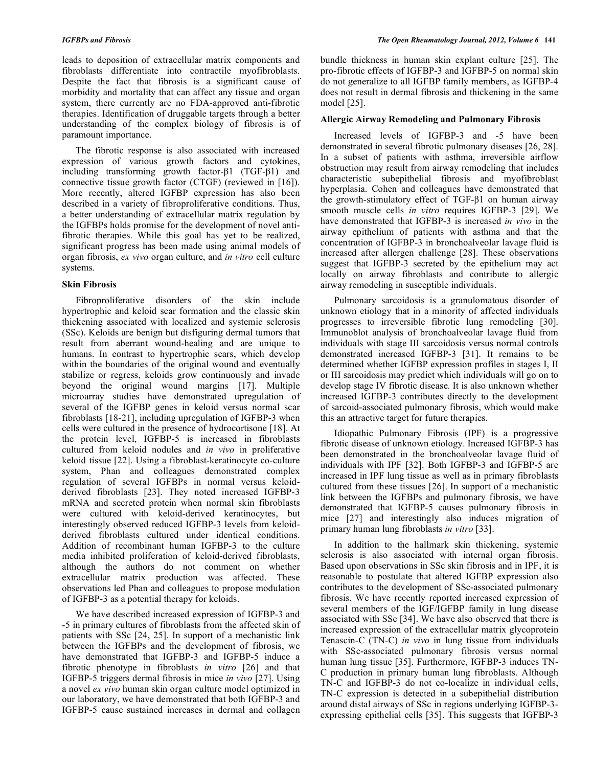leads to deposition of extracellular matrix components and fibroblasts differentiate into contractile myofibroblasts. Despite the fact that fibrosis is a significant cause of morbidity and mortality that can affect any tissue and organ system, there currently are no FDA-approved anti-fibrotic therapies. Identification of druggable targets through a better understanding of the complex biology of fibrosis is of paramount importance.

The fibrotic response is also associated with increased expression of various growth factors and cytokines, including transforming growth factor-β1 (TGF-β1) and connective tissue growth factor (CTGF) (reviewed in [16]). More recently, altered IGFBP expression has also been described in a variety of fibroproliferative conditions. Thus, a better understanding of extracellular matrix regulation by the IGFBPs holds promise for the development of novel anti-fibrotic therapies. While this goal has yet to be realized, significant progress has been made using animal models of organ fibrosis, *ex vivo* organ culture, and *in vitro* cell culture systems.

**Skin Fibrosis**

Fibroproliferative disorders of the skin include hypertrophic and keloid scar formation and the classic skin thickening associated with localized and systemic sclerosis (SSc). Keloids are benign but disfiguring dermal tumors that result from aberrant wound-healing and are unique to humans. In contrast to hypertrophic scars, which develop within the boundaries of the original wound and eventually stabilize or regress, keloids grow continuously and invade beyond the original wound margins [17]. Multiple microarray studies have demonstrated upregulation of several of the IGFBP genes in keloid versus normal scar fibroblasts [18-21], including upregulation of IGFBP-3 when cells were cultured in the presence of hydrocortisone [18]. At the protein level, IGFBP-5 is increased in fibroblasts cultured from keloid nodules and *in vivo* in proliferative keloid tissue [22]. Using a fibroblast-keratinocyte co-culture system, Phan and colleagues demonstrated complex regulation of several IGFBPs in normal versus keloid-derived fibroblasts [23]. They noted increased IGFBP-3 mRNA and secreted protein when normal skin fibroblasts were cultured with keloid-derived keratinocytes, but interestingly observed reduced IGFBP-3 levels from keloid-derived fibroblasts cultured under identical conditions. Addition of recombinant human IGFBP-3 to the culture media inhibited proliferation of keloid-derived fibroblasts, although the authors do not comment on whether extracellular matrix production was affected. These observations led Phan and colleagues to propose modulation of IGFBP-3 as a potential therapy for keloids.

We have described increased expression of IGFBP-3 and -5 in primary cultures of fibroblasts from the affected skin of patients with SSc [24, 25]. In support of a mechanistic link between the IGFBPs and the development of fibrosis, we have demonstrated that IGFBP-3 and IGFBP-5 induce a fibrotic phenotype in fibroblasts *in vitro* [26] and that IGFBP-5 triggers dermal fibrosis in mice *in vivo* [27]. Using a novel *ex vivo* human skin organ culture model optimized in our laboratory, we have demonstrated that both IGFBP-3 and IGFBP-5 cause sustained increases in dermal and collagen bundle thickness in human skin explant culture [25]. The pro-fibrotic effects of IGFBP-3 and IGFBP-5 on normal skin do not generalize to all IGFBP family members, as IGFBP-4 does not result in dermal fibrosis and thickening in the same model [25].

**Allergic Airway Remodeling and Pulmonary Fibrosis**

Increased levels of IGFBP-3 and -5 have been demonstrated in several fibrotic pulmonary diseases [26, 28]. In a subset of patients with asthma, irreversible airflow obstruction may result from airway remodeling that includes characteristic subepithelial fibrosis and myofibroblast hyperplasia. Cohen and colleagues have demonstrated that the growth-stimulatory effect of TGF-β1 on human airway smooth muscle cells *in vitro* requires IGFBP-3 [29]. We have demonstrated that IGFBP-3 is increased *in vivo* in the airway epithelium of patients with asthma and that the concentration of IGFBP-3 in bronchoalveolar lavage fluid is increased after allergen challenge [28]. These observations suggest that IGFBP-3 secreted by the epithelium may act locally on airway fibroblasts and contribute to allergic airway remodeling in susceptible individuals.

Pulmonary sarcoidosis is a granulomatous disorder of unknown etiology that in a minority of affected individuals progresses to irreversible fibrotic lung remodeling [30]. Immunoblot analysis of bronchoalveolar lavage fluid from individuals with stage III sarcoidosis versus normal controls demonstrated increased IGFBP-3 [31]. It remains to be determined whether IGFBP expression profiles in stages I, II or III sarcoidosis may predict which individuals will go on to develop stage IV fibrotic disease. It is also unknown whether increased IGFBP-3 contributes directly to the development of sarcoid-associated pulmonary fibrosis, which would make this an attractive target for future therapies.

Idiopathic Pulmonary Fibrosis (IPF) is a progressive fibrotic disease of unknown etiology. Increased IGFBP-3 has been demonstrated in the bronchoalveolar lavage fluid of individuals with IPF [32]. Both IGFBP-3 and IGFBP-5 are increased in IPF lung tissue as well as in primary fibroblasts cultured from these tissues [26]. In support of a mechanistic link between the IGFBPs and pulmonary fibrosis, we have demonstrated that IGFBP-5 causes pulmonary fibrosis in mice [27] and interestingly also induces migration of primary human lung fibroblasts *in vitro* [33].

In addition to the hallmark skin thickening, systemic sclerosis is also associated with internal organ fibrosis. Based upon observations in SSc skin fibrosis and in IPF, it is reasonable to postulate that altered IGFBP expression also contributes to the development of SSc-associated pulmonary fibrosis. We have recently reported increased expression of several members of the IGF/IGFBP family in lung disease associated with SSc [34]. We have also observed that there is increased expression of the extracellular matrix glycoprotein Tenascin-C (TN-C) *in vivo* in lung tissue from individuals with SSc-associated pulmonary fibrosis versus normal human lung tissue [35]. Furthermore, IGFBP-3 induces TN-C production in primary human lung fibroblasts. Although TN-C and IGFBP-3 do not co-localize in individual cells, TN-C expression is detected in a subepithelial distribution around distal airways of SSc in regions underlying IGFBP-3-expressing epithelial cells [35]. This suggests that IGFBP-3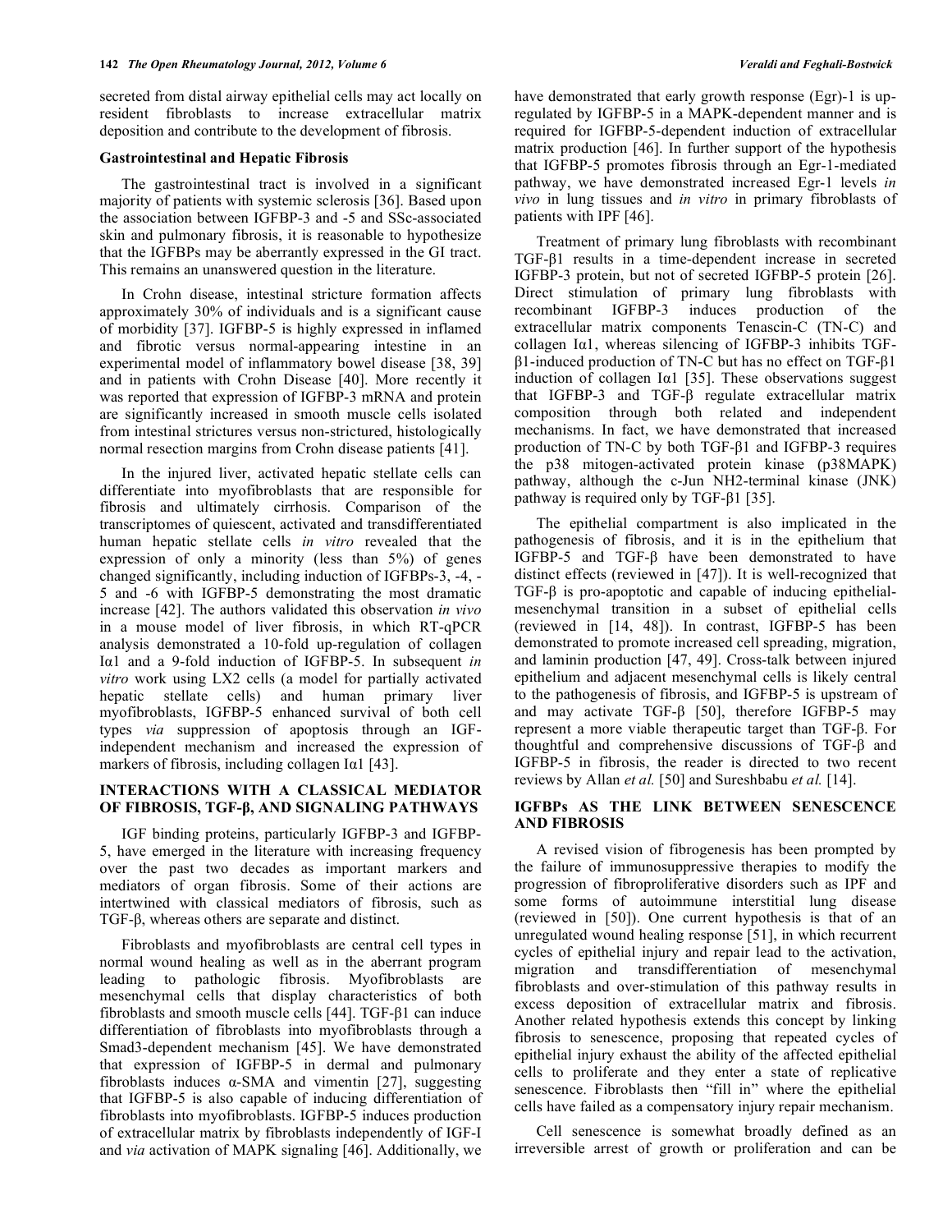secreted from distal airway epithelial cells may act locally on resident fibroblasts to increase extracellular matrix deposition and contribute to the development of fibrosis.

### Gastrointestinal and Hepatic Fibrosis

The gastrointestinal tract is involved in a significant majority of patients with systemic sclerosis [36]. Based upon the association between IGFBP-3 and -5 and SSc-associated skin and pulmonary fibrosis, it is reasonable to hypothesize that the IGFBPs may be aberrantly expressed in the GI tract. This remains an unanswered question in the literature.

In Crohn disease, intestinal stricture formation affects approximately 30% of individuals and is a significant cause of morbidity [37]. IGFBP-5 is highly expressed in inflamed and fibrotic versus normal-appearing intestine in an experimental model of inflammatory bowel disease [38, 39] and in patients with Crohn Disease [40]. More recently it was reported that expression of IGFBP-3 mRNA and protein are significantly increased in smooth muscle cells isolated from intestinal strictures versus non-strictured, histologically normal resection margins from Crohn disease patients [41].

In the injured liver, activated hepatic stellate cells can differentiate into myofibroblasts that are responsible for fibrosis and ultimately cirrhosis. Comparison of the transcriptomes of quiescent, activated and transdifferentiated human hepatic stellate cells *in vitro* revealed that the expression of only a minority (less than 5%) of genes changed significantly, including induction of IGFBPs-3, -4, -5 and -6 with IGFBP-5 demonstrating the most dramatic increase [42]. The authors validated this observation *in vivo* in a mouse model of liver fibrosis, in which RT-qPCR analysis demonstrated a 10-fold up-regulation of collagen Iα1 and a 9-fold induction of IGFBP-5. In subsequent *in vitro* work using LX2 cells (a model for partially activated hepatic stellate cells) and human primary liver myofibroblasts, IGFBP-5 enhanced survival of both cell types *via* suppression of apoptosis through an IGF-independent mechanism and increased the expression of markers of fibrosis, including collagen Iα1 [43].

## INTERACTIONS WITH A CLASSICAL MEDIATOR OF FIBROSIS, TGF-β, AND SIGNALING PATHWAYS

IGF binding proteins, particularly IGFBP-3 and IGFBP-5, have emerged in the literature with increasing frequency over the past two decades as important markers and mediators of organ fibrosis. Some of their actions are intertwined with classical mediators of fibrosis, such as TGF-β, whereas others are separate and distinct.

Fibroblasts and myofibroblasts are central cell types in normal wound healing as well as in the aberrant program leading to pathologic fibrosis. Myofibroblasts are mesenchymal cells that display characteristics of both fibroblasts and smooth muscle cells [44]. TGF-β1 can induce differentiation of fibroblasts into myofibroblasts through a Smad3-dependent mechanism [45]. We have demonstrated that expression of IGFBP-5 in dermal and pulmonary fibroblasts induces α-SMA and vimentin [27], suggesting that IGFBP-5 is also capable of inducing differentiation of fibroblasts into myofibroblasts. IGFBP-5 induces production of extracellular matrix by fibroblasts independently of IGF-I and *via* activation of MAPK signaling [46]. Additionally, we have demonstrated that early growth response (Egr)-1 is up-regulated by IGFBP-5 in a MAPK-dependent manner and is required for IGFBP-5-dependent induction of extracellular matrix production [46]. In further support of the hypothesis that IGFBP-5 promotes fibrosis through an Egr-1-mediated pathway, we have demonstrated increased Egr-1 levels *in vivo* in lung tissues and *in vitro* in primary fibroblasts of patients with IPF [46].

Treatment of primary lung fibroblasts with recombinant TGF-β1 results in a time-dependent increase in secreted IGFBP-3 protein, but not of secreted IGFBP-5 protein [26]. Direct stimulation of primary lung fibroblasts with recombinant IGFBP-3 induces production of the extracellular matrix components Tenascin-C (TN-C) and collagen Iα1, whereas silencing of IGFBP-3 inhibits TGF-β1-induced production of TN-C but has no effect on TGF-β1 induction of collagen Iα1 [35]. These observations suggest that IGFBP-3 and TGF-β regulate extracellular matrix composition through both related and independent mechanisms. In fact, we have demonstrated that increased production of TN-C by both TGF-β1 and IGFBP-3 requires the p38 mitogen-activated protein kinase (p38MAPK) pathway, although the c-Jun NH2-terminal kinase (JNK) pathway is required only by TGF-β1 [35].

The epithelial compartment is also implicated in the pathogenesis of fibrosis, and it is in the epithelium that IGFBP-5 and TGF-β have been demonstrated to have distinct effects (reviewed in [47]). It is well-recognized that TGF-β is pro-apoptotic and capable of inducing epithelial-mesenchymal transition in a subset of epithelial cells (reviewed in [14, 48]). In contrast, IGFBP-5 has been demonstrated to promote increased cell spreading, migration, and laminin production [47, 49]. Cross-talk between injured epithelium and adjacent mesenchymal cells is likely central to the pathogenesis of fibrosis, and IGFBP-5 is upstream of and may activate TGF-β [50], therefore IGFBP-5 may represent a more viable therapeutic target than TGF-β. For thoughtful and comprehensive discussions of TGF-β and IGFBP-5 in fibrosis, the reader is directed to two recent reviews by Allan *et al.* [50] and Sureshbabu *et al.* [14].

## IGFBPs AS THE LINK BETWEEN SENESCENCE AND FIBROSIS

A revised vision of fibrogenesis has been prompted by the failure of immunosuppressive therapies to modify the progression of fibroproliferative disorders such as IPF and some forms of autoimmune interstitial lung disease (reviewed in [50]). One current hypothesis is that of an unregulated wound healing response [51], in which recurrent cycles of epithelial injury and repair lead to the activation, migration and transdifferentiation of mesenchymal fibroblasts and over-stimulation of this pathway results in excess deposition of extracellular matrix and fibrosis. Another related hypothesis extends this concept by linking fibrosis to senescence, proposing that repeated cycles of epithelial injury exhaust the ability of the affected epithelial cells to proliferate and they enter a state of replicative senescence. Fibroblasts then "fill in" where the epithelial cells have failed as a compensatory injury repair mechanism.

Cell senescence is somewhat broadly defined as an irreversible arrest of growth or proliferation and can be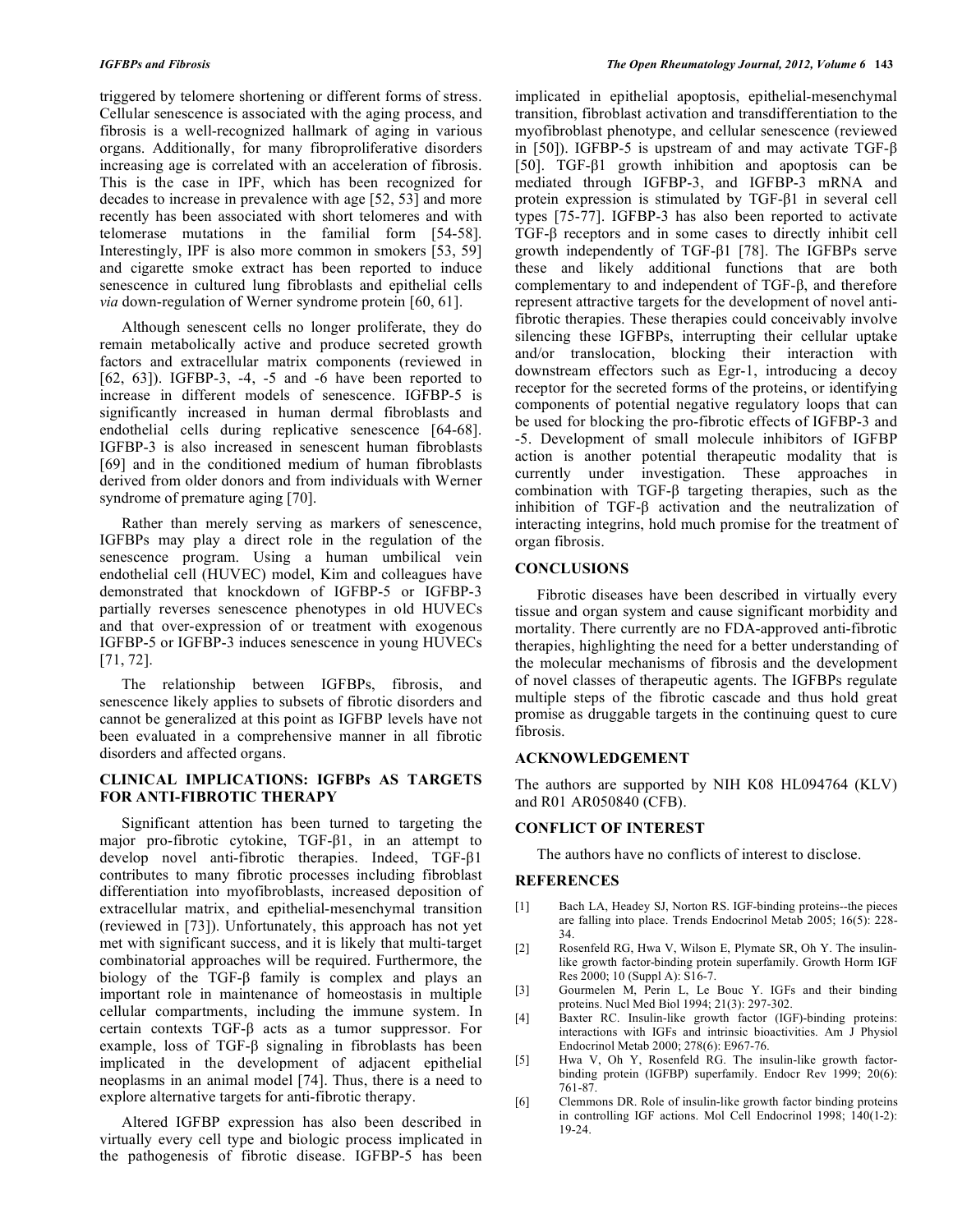triggered by telomere shortening or different forms of stress. Cellular senescence is associated with the aging process, and fibrosis is a well-recognized hallmark of aging in various organs. Additionally, for many fibroproliferative disorders increasing age is correlated with an acceleration of fibrosis. This is the case in IPF, which has been recognized for decades to increase in prevalence with age [52, 53] and more recently has been associated with short telomeres and with telomerase mutations in the familial form [54-58]. Interestingly, IPF is also more common in smokers [53, 59] and cigarette smoke extract has been reported to induce senescence in cultured lung fibroblasts and epithelial cells *via* down-regulation of Werner syndrome protein [60, 61].

Although senescent cells no longer proliferate, they do remain metabolically active and produce secreted growth factors and extracellular matrix components (reviewed in [62, 63]). IGFBP-3, -4, -5 and -6 have been reported to increase in different models of senescence. IGFBP-5 is significantly increased in human dermal fibroblasts and endothelial cells during replicative senescence [64-68]. IGFBP-3 is also increased in senescent human fibroblasts [69] and in the conditioned medium of human fibroblasts derived from older donors and from individuals with Werner syndrome of premature aging [70].

Rather than merely serving as markers of senescence, IGFBPs may play a direct role in the regulation of the senescence program. Using a human umbilical vein endothelial cell (HUVEC) model, Kim and colleagues have demonstrated that knockdown of IGFBP-5 or IGFBP-3 partially reverses senescence phenotypes in old HUVECs and that over-expression of or treatment with exogenous IGFBP-5 or IGFBP-3 induces senescence in young HUVECs [71, 72].

The relationship between IGFBPs, fibrosis, and senescence likely applies to subsets of fibrotic disorders and cannot be generalized at this point as IGFBP levels have not been evaluated in a comprehensive manner in all fibrotic disorders and affected organs.

## CLINICAL IMPLICATIONS: IGFBPs AS TARGETS FOR ANTI-FIBROTIC THERAPY

Significant attention has been turned to targeting the major pro-fibrotic cytokine, TGF-$\beta$1, in an attempt to develop novel anti-fibrotic therapies. Indeed, TGF-$\beta$1 contributes to many fibrotic processes including fibroblast differentiation into myofibroblasts, increased deposition of extracellular matrix, and epithelial-mesenchymal transition (reviewed in [73]). Unfortunately, this approach has not yet met with significant success, and it is likely that multi-target combinatorial approaches will be required. Furthermore, the biology of the TGF-$\beta$ family is complex and plays an important role in maintenance of homeostasis in multiple cellular compartments, including the immune system. In certain contexts TGF-$\beta$ acts as a tumor suppressor. For example, loss of TGF-$\beta$ signaling in fibroblasts has been implicated in the development of adjacent epithelial neoplasms in an animal model [74]. Thus, there is a need to explore alternative targets for anti-fibrotic therapy.

Altered IGFBP expression has also been described in virtually every cell type and biologic process implicated in the pathogenesis of fibrotic disease. IGFBP-5 has been implicated in epithelial apoptosis, epithelial-mesenchymal transition, fibroblast activation and transdifferentiation to the myofibroblast phenotype, and cellular senescence (reviewed in [50]). IGFBP-5 is upstream of and may activate TGF-$\beta$ [50]. TGF-$\beta$1 growth inhibition and apoptosis can be mediated through IGFBP-3, and IGFBP-3 mRNA and protein expression is stimulated by TGF-$\beta$1 in several cell types [75-77]. IGFBP-3 has also been reported to activate TGF-$\beta$ receptors and in some cases to directly inhibit cell growth independently of TGF-$\beta$1 [78]. The IGFBPs serve these and likely additional functions that are both complementary to and independent of TGF-$\beta$, and therefore represent attractive targets for the development of novel anti-fibrotic therapies. These therapies could conceivably involve silencing these IGFBPs, interrupting their cellular uptake and/or translocation, blocking their interaction with downstream effectors such as Egr-1, introducing a decoy receptor for the secreted forms of the proteins, or identifying components of potential negative regulatory loops that can be used for blocking the pro-fibrotic effects of IGFBP-3 and -5. Development of small molecule inhibitors of IGFBP action is another potential therapeutic modality that is currently under investigation. These approaches in combination with TGF-$\beta$ targeting therapies, such as the inhibition of TGF-$\beta$ activation and the neutralization of interacting integrins, hold much promise for the treatment of organ fibrosis.

## CONCLUSIONS

Fibrotic diseases have been described in virtually every tissue and organ system and cause significant morbidity and mortality. There currently are no FDA-approved anti-fibrotic therapies, highlighting the need for a better understanding of the molecular mechanisms of fibrosis and the development of novel classes of therapeutic agents. The IGFBPs regulate multiple steps of the fibrotic cascade and thus hold great promise as druggable targets in the continuing quest to cure fibrosis.

## ACKNOWLEDGEMENT

The authors are supported by NIH K08 HL094764 (KLV) and R01 AR050840 (CFB).

## CONFLICT OF INTEREST

The authors have no conflicts of interest to disclose.

## REFERENCES

[1] Bach LA, Headey SJ, Norton RS. IGF-binding proteins--the pieces are falling into place. Trends Endocrinol Metab 2005; 16(5): 228-34.

[2] Rosenfeld RG, Hwa V, Wilson E, Plymate SR, Oh Y. The insulin-like growth factor-binding protein superfamily. Growth Horm IGF Res 2000; 10 (Suppl A): S16-7.

[3] Gourmelen M, Perin L, Le Bouc Y. IGFs and their binding proteins. Nucl Med Biol 1994; 21(3): 297-302.

[4] Baxter RC. Insulin-like growth factor (IGF)-binding proteins: interactions with IGFs and intrinsic bioactivities. Am J Physiol Endocrinol Metab 2000; 278(6): E967-76.

[5] Hwa V, Oh Y, Rosenfeld RG. The insulin-like growth factor-binding protein (IGFBP) superfamily. Endocr Rev 1999; 20(6): 761-87.

[6] Clemmons DR. Role of insulin-like growth factor binding proteins in controlling IGF actions. Mol Cell Endocrinol 1998; 140(1-2): 19-24.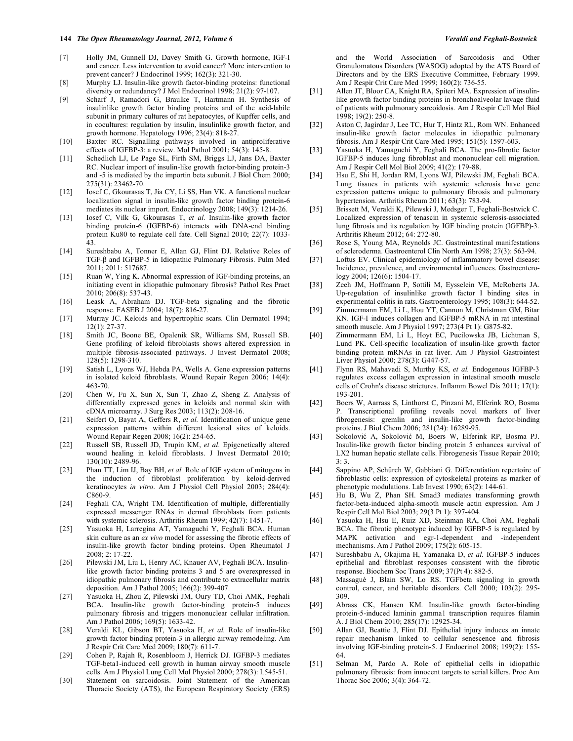[7] Holly JM, Gunnell DJ, Davey Smith G. Growth hormone, IGF-I and cancer. Less intervention to avoid cancer? More intervention to prevent cancer? J Endocrinol 1999; 162(3): 321-30.

[8] Murphy LJ. Insulin-like growth factor-binding proteins: functional diversity or redundancy? J Mol Endocrinol 1998; 21(2): 97-107.

[9] Scharf J, Ramadori G, Braulke T, Hartmann H. Synthesis of insulinlike growth factor binding proteins and of the acid-labile subunit in primary cultures of rat hepatocytes, of Kupffer cells, and in cocultures: regulation by insulin, insulinlike growth factor, and growth hormone. Hepatology 1996; 23(4): 818-27.

[10] Baxter RC. Signalling pathways involved in antiproliferative effects of IGFBP-3: a review. Mol Pathol 2001; 54(3): 145-8.

[11] Schedlich LJ, Le Page SL, Firth SM, Briggs LJ, Jans DA, Baxter RC. Nuclear import of insulin-like growth factor-binding protein-3 and -5 is mediated by the importin beta subunit. J Biol Chem 2000; 275(31): 23462-70.

[12] Iosef C, Gkourasas T, Jia CY, Li SS, Han VK. A functional nuclear localization signal in insulin-like growth factor binding protein-6 mediates its nuclear import. Endocrinology 2008; 149(3): 1214-26.

[13] Iosef C, Vilk G, Gkourasas T, *et al.* Insulin-like growth factor binding protein-6 (IGFBP-6) interacts with DNA-end binding protein Ku80 to regulate cell fate. Cell Signal 2010; 22(7): 1033-43.

[14] Sureshbabu A, Tonner E, Allan GJ, Flint DJ. Relative Roles of TGF-β and IGFBP-5 in Idiopathic Pulmonary Fibrosis. Pulm Med 2011; 2011: 517687.

[15] Ruan W, Ying K. Abnormal expression of IGF-binding proteins, an initiating event in idiopathic pulmonary fibrosis? Pathol Res Pract 2010; 206(8): 537-43.

[16] Leask A, Abraham DJ. TGF-beta signaling and the fibrotic response. FASEB J 2004; 18(7): 816-27.

[17] Murray JC. Keloids and hypertrophic scars. Clin Dermatol 1994; 12(1): 27-37.

[18] Smith JC, Boone BE, Opalenik SR, Williams SM, Russell SB. Gene profiling of keloid fibroblasts shows altered expression in multiple fibrosis-associated pathways. J Invest Dermatol 2008; 128(5): 1298-310.

[19] Satish L, Lyons WJ, Hebda PA, Wells A. Gene expression patterns in isolated keloid fibroblasts. Wound Repair Regen 2006; 14(4): 463-70.

[20] Chen W, Fu X, Sun X, Sun T, Zhao Z, Sheng Z. Analysis of differentially expressed genes in keloids and normal skin with cDNA microarray. J Surg Res 2003; 113(2): 208-16.

[21] Seifert O, Bayat A, Geffers R, *et al.* Identification of unique gene expression patterns within different lesional sites of keloids. Wound Repair Regen 2008; 16(2): 254-65.

[22] Russell SB, Russell JD, Trupin KM, *et al.* Epigenetically altered wound healing in keloid fibroblasts. J Invest Dermatol 2010; 130(10): 2489-96.

[23] Phan TT, Lim IJ, Bay BH, *et al.* Role of IGF system of mitogens in the induction of fibroblast proliferation by keloid-derived keratinocytes *in vitro*. Am J Physiol Cell Physiol 2003; 284(4): C860-9.

[24] Feghali CA, Wright TM. Identification of multiple, differentially expressed messenger RNAs in dermal fibroblasts from patients with systemic sclerosis. Arthritis Rheum 1999; 42(7): 1451-7.

[25] Yasuoka H, Larregina AT, Yamaguchi Y, Feghali BCA. Human skin culture as an *ex vivo* model for assessing the fibrotic effects of insulin-like growth factor binding proteins. Open Rheumatol J 2008; 2: 17-22.

[26] Pilewski JM, Liu L, Henry AC, Knauer AV, Feghali BCA. Insulin-like growth factor binding proteins 3 and 5 are overexpressed in idiopathic pulmonary fibrosis and contribute to extracellular matrix deposition. Am J Pathol 2005; 166(2): 399-407.

[27] Yasuoka H, Zhou Z, Pilewski JM, Oury TD, Choi AMK, Feghali BCA. Insulin-like growth factor-binding protein-5 induces pulmonary fibrosis and triggers mononuclear cellular infiltration. Am J Pathol 2006; 169(5): 1633-42.

[28] Veraldi KL, Gibson BT, Yasuoka H, *et al.* Role of insulin-like growth factor binding protein-3 in allergic airway remodeling. Am J Respir Crit Care Med 2009; 180(7): 611-7.

[29] Cohen P, Rajah R, Rosenbloom J, Herrick DJ. IGFBP-3 mediates TGF-beta1-induced cell growth in human airway smooth muscle cells. Am J Physiol Lung Cell Mol Physiol 2000; 278(3): L545-51.

[30] Statement on sarcoidosis. Joint Statement of the American Thoracic Society (ATS), the European Respiratory Society (ERS) and the World Association of Sarcoidosis and Other Granulomatous Disorders (WASOG) adopted by the ATS Board of Directors and by the ERS Executive Committee, February 1999. Am J Respir Crit Care Med 1999; 160(2): 736-55.

[31] Allen JT, Bloor CA, Knight RA, Spiteri MA. Expression of insulin-like growth factor binding proteins in bronchoalveolar lavage fluid of patients with pulmonary sarcoidosis. Am J Respir Cell Mol Biol 1998; 19(2): 250-8.

[32] Aston C, Jagirdar J, Lee TC, Hur T, Hintz RL, Rom WN. Enhanced insulin-like growth factor molecules in idiopathic pulmonary fibrosis. Am J Respir Crit Care Med 1995; 151(5): 1597-603.

[33] Yasuoka H, Yamaguchi Y, Feghali BCA. The pro-fibrotic factor IGFBP-5 induces lung fibroblast and mononuclear cell migration. Am J Respir Cell Mol Biol 2009; 41(2): 179-88.

[34] Hsu E, Shi H, Jordan RM, Lyons WJ, Pilewski JM, Feghali BCA. Lung tissues in patients with systemic sclerosis have gene expression patterns unique to pulmonary fibrosis and pulmonary hypertension. Arthritis Rheum 2011; 63(3): 783-94.

[35] Brissett M, Veraldi K, Pilewski J, Medsger T, Feghali-Bostwick C. Localized expression of tenascin in systemic sclerosis-associated lung fibrosis and its regulation by IGF binding protein (IGFBP)-3. Arthritis Rheum 2012; 64: 272-80.

[36] Rose S, Young MA, Reynolds JC. Gastrointestinal manifestations of scleroderma. Gastroenterol Clin North Am 1998; 27(3): 563-94.

[37] Loftus EV. Clinical epidemiology of inflammatory bowel disease: Incidence, prevalence, and environmental influences. Gastroenterology 2004; 126(6): 1504-17.

[38] Zeeh JM, Hoffmann P, Sottili M, Eysselein VE, McRoberts JA. Up-regulation of insulinlike growth factor I binding sites in experimental colitis in rats. Gastroenterology 1995; 108(3): 644-52.

[39] Zimmermann EM, Li L, Hou YT, Cannon M, Christman GM, Bitar KN. IGF-I induces collagen and IGFBP-5 mRNA in rat intestinal smooth muscle. Am J Physiol 1997; 273(4 Pt 1): G875-82.

[40] Zimmermann EM, Li L, Hoyt EC, Pucilowska JB, Lichtman S, Lund PK. Cell-specific localization of insulin-like growth factor binding protein mRNAs in rat liver. Am J Physiol Gastrointest Liver Physiol 2000; 278(3): G447-57.

[41] Flynn RS, Mahavadi S, Murthy KS, *et al.* Endogenous IGFBP-3 regulates excess collagen expression in intestinal smooth muscle cells of Crohn's disease strictures. Inflamm Bowel Dis 2011; 17(1): 193-201.

[42] Boers W, Aarrass S, Linthorst C, Pinzani M, Elferink RO, Bosma P. Transcriptional profiling reveals novel markers of liver fibrogenesis: gremlin and insulin-like growth factor-binding proteins. J Biol Chem 2006; 281(24): 16289-95.

[43] Sokolović A, Sokolović M, Boers W, Elferink RP, Bosma PJ. Insulin-like growth factor binding protein 5 enhances survival of LX2 human hepatic stellate cells. Fibrogenesis Tissue Repair 2010; 3: 3.

[44] Sappino AP, Schürch W, Gabbiani G. Differentiation repertoire of fibroblastic cells: expression of cytoskeletal proteins as marker of phenotypic modulations. Lab Invest 1990; 63(2): 144-61.

[45] Hu B, Wu Z, Phan SH. Smad3 mediates transforming growth factor-beta-induced alpha-smooth muscle actin expression. Am J Respir Cell Mol Biol 2003; 29(3 Pt 1): 397-404.

[46] Yasuoka H, Hsu E, Ruiz XD, Steinman RA, Choi AM, Feghali BCA. The fibrotic phenotype induced by IGFBP-5 is regulated by MAPK activation and egr-1-dependent and -independent mechanisms. Am J Pathol 2009; 175(2): 605-15.

[47] Sureshbabu A, Okajima H, Yamanaka D, *et al.* IGFBP-5 induces epithelial and fibroblast responses consistent with the fibrotic response. Biochem Soc Trans 2009; 37(Pt 4): 882-5.

[48] Massagué J, Blain SW, Lo RS. TGFbeta signaling in growth control, cancer, and heritable disorders. Cell 2000; 103(2): 295-309.

[49] Abrass CK, Hansen KM. Insulin-like growth factor-binding protein-5-induced laminin gamma1 transcription requires filamin A. J Biol Chem 2010; 285(17): 12925-34.

[50] Allan GJ, Beattie J, Flint DJ. Epithelial injury induces an innate repair mechanism linked to cellular senescence and fibrosis involving IGF-binding protein-5. J Endocrinol 2008; 199(2): 155-64.

[51] Selman M, Pardo A. Role of epithelial cells in idiopathic pulmonary fibrosis: from innocent targets to serial killers. Proc Am Thorac Soc 2006; 3(4): 364-72.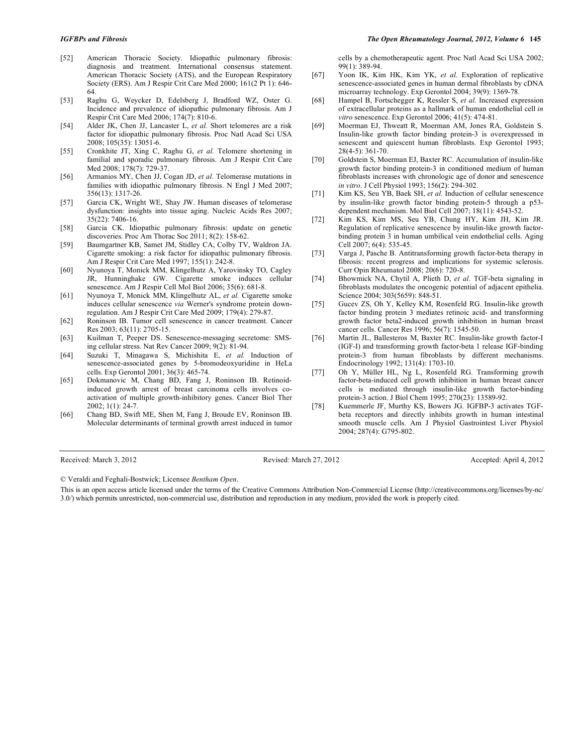[52] American Thoracic Society. Idiopathic pulmonary fibrosis: diagnosis and treatment. International consensus statement. American Thoracic Society (ATS), and the European Respiratory Society (ERS). Am J Respir Crit Care Med 2000; 161(2 Pt 1): 646-64.

[53] Raghu G, Weycker D, Edelsberg J, Bradford WZ, Oster G. Incidence and prevalence of idiopathic pulmonary fibrosis. Am J Respir Crit Care Med 2006; 174(7): 810-6.

[54] Alder JK, Chen JJ, Lancaster L, *et al.* Short telomeres are a risk factor for idiopathic pulmonary fibrosis. Proc Natl Acad Sci USA 2008; 105(35): 13051-6.

[55] Cronkhite JT, Xing C, Raghu G, *et al.* Telomere shortening in familial and sporadic pulmonary fibrosis. Am J Respir Crit Care Med 2008; 178(7): 729-37.

[56] Armanios MY, Chen JJ, Cogan JD, *et al.* Telomerase mutations in families with idiopathic pulmonary fibrosis. N Engl J Med 2007; 356(13): 1317-26.

[57] Garcia CK, Wright WE, Shay JW. Human diseases of telomerase dysfunction: insights into tissue aging. Nucleic Acids Res 2007; 35(22): 7406-16.

[58] Garcia CK. Idiopathic pulmonary fibrosis: update on genetic discoveries. Proc Am Thorac Soc 2011; 8(2): 158-62.

[59] Baumgartner KB, Samet JM, Stidley CA, Colby TV, Waldron JA. Cigarette smoking: a risk factor for idiopathic pulmonary fibrosis. Am J Respir Crit Care Med 1997; 155(1): 242-8.

[60] Nyunoya T, Monick MM, Klingelhutz A, Yarovinsky TO, Cagley JR, Hunninghake GW. Cigarette smoke induces cellular senescence. Am J Respir Cell Mol Biol 2006; 35(6): 681-8.

[61] Nyunoya T, Monick MM, Klingelhutz AL, *et al.* Cigarette smoke induces cellular senescence *via* Werner's syndrome protein down-regulation. Am J Respir Crit Care Med 2009; 179(4): 279-87.

[62] Roninson IB. Tumor cell senescence in cancer treatment. Cancer Res 2003; 63(11): 2705-15.

[63] Kuilman T, Peeper DS. Senescence-messaging secretome: SMS-ing cellular stress. Nat Rev Cancer 2009; 9(2): 81-94.

[64] Suzuki T, Minagawa S, Michishita E, *et al.* Induction of senescence-associated genes by 5-bromodeoxyuridine in HeLa cells. Exp Gerontol 2001; 36(3): 465-74.

[65] Dokmanovic M, Chang BD, Fang J, Roninson IB. Retinoid-induced growth arrest of breast carcinoma cells involves co-activation of multiple growth-inhibitory genes. Cancer Biol Ther 2002; 1(1): 24-7.

[66] Chang BD, Swift ME, Shen M, Fang J, Broude EV, Roninson IB. Molecular determinants of terminal growth arrest induced in tumor cells by a chemotherapeutic agent. Proc Natl Acad Sci USA 2002; 99(1): 389-94.

[67] Yoon IK, Kim HK, Kim YK, *et al.* Exploration of replicative senescence-associated genes in human dermal fibroblasts by cDNA microarray technology. Exp Gerontol 2004; 39(9): 1369-78.

[68] Hampel B, Fortschegger K, Ressler S, *et al.* Increased expression of extracellular proteins as a hallmark of human endothelial cell *in vitro* senescence. Exp Gerontol 2006; 41(5): 474-81.

[69] Moerman EJ, Thweatt R, Moerman AM, Jones RA, Goldstein S. Insulin-like growth factor binding protein-3 is overexpressed in senescent and quiescent human fibroblasts. Exp Gerontol 1993; 28(4-5): 361-70.

[70] Goldstein S, Moerman EJ, Baxter RC. Accumulation of insulin-like growth factor binding protein-3 in conditioned medium of human fibroblasts increases with chronologic age of donor and senescence *in vitro*. J Cell Physiol 1993; 156(2): 294-302.

[71] Kim KS, Seu YB, Baek SH, *et al.* Induction of cellular senescence by insulin-like growth factor binding protein-5 through a p53-dependent mechanism. Mol Biol Cell 2007; 18(11): 4543-52.

[72] Kim KS, Kim MS, Seu YB, Chung HY, Kim JH, Kim JR. Regulation of replicative senescence by insulin-like growth factor-binding protein 3 in human umbilical vein endothelial cells. Aging Cell 2007; 6(4): 535-45.

[73] Varga J, Pasche B. Antitransforming growth factor-beta therapy in fibrosis: recent progress and implications for systemic sclerosis. Curr Opin Rheumatol 2008; 20(6): 720-8.

[74] Bhowmick NA, Chytil A, Plieth D, *et al.* TGF-beta signaling in fibroblasts modulates the oncogenic potential of adjacent epithelia. Science 2004; 303(5659): 848-51.

[75] Gucev ZS, Oh Y, Kelley KM, Rosenfeld RG. Insulin-like growth factor binding protein 3 mediates retinoic acid- and transforming growth factor beta2-induced growth inhibition in human breast cancer cells. Cancer Res 1996; 56(7): 1545-50.

[76] Martin JL, Ballesteros M, Baxter RC. Insulin-like growth factor-I (IGF-I) and transforming growth factor-beta 1 release IGF-binding protein-3 from human fibroblasts by different mechanisms. Endocrinology 1992; 131(4): 1703-10.

[77] Oh Y, Müller HL, Ng L, Rosenfeld RG. Transforming growth factor-beta-induced cell growth inhibition in human breast cancer cells is mediated through insulin-like growth factor-binding protein-3 action. J Biol Chem 1995; 270(23): 13589-92.

[78] Kuemmerle JF, Murthy KS, Bowers JG. IGFBP-3 activates TGF-beta receptors and directly inhibits growth in human intestinal smooth muscle cells. Am J Physiol Gastrointest Liver Physiol 2004; 287(4): G795-802.

Received: March 3, 2012 Revised: March 27, 2012 Accepted: April 4, 2012

© Veraldi and Feghali-Bostwick; Licensee *Bentham Open*.

This is an open access article licensed under the terms of the Creative Commons Attribution Non-Commercial License (http://creativecommons.org/licenses/by-nc/3.0/) which permits unrestricted, non-commercial use, distribution and reproduction in any medium, provided the work is properly cited.